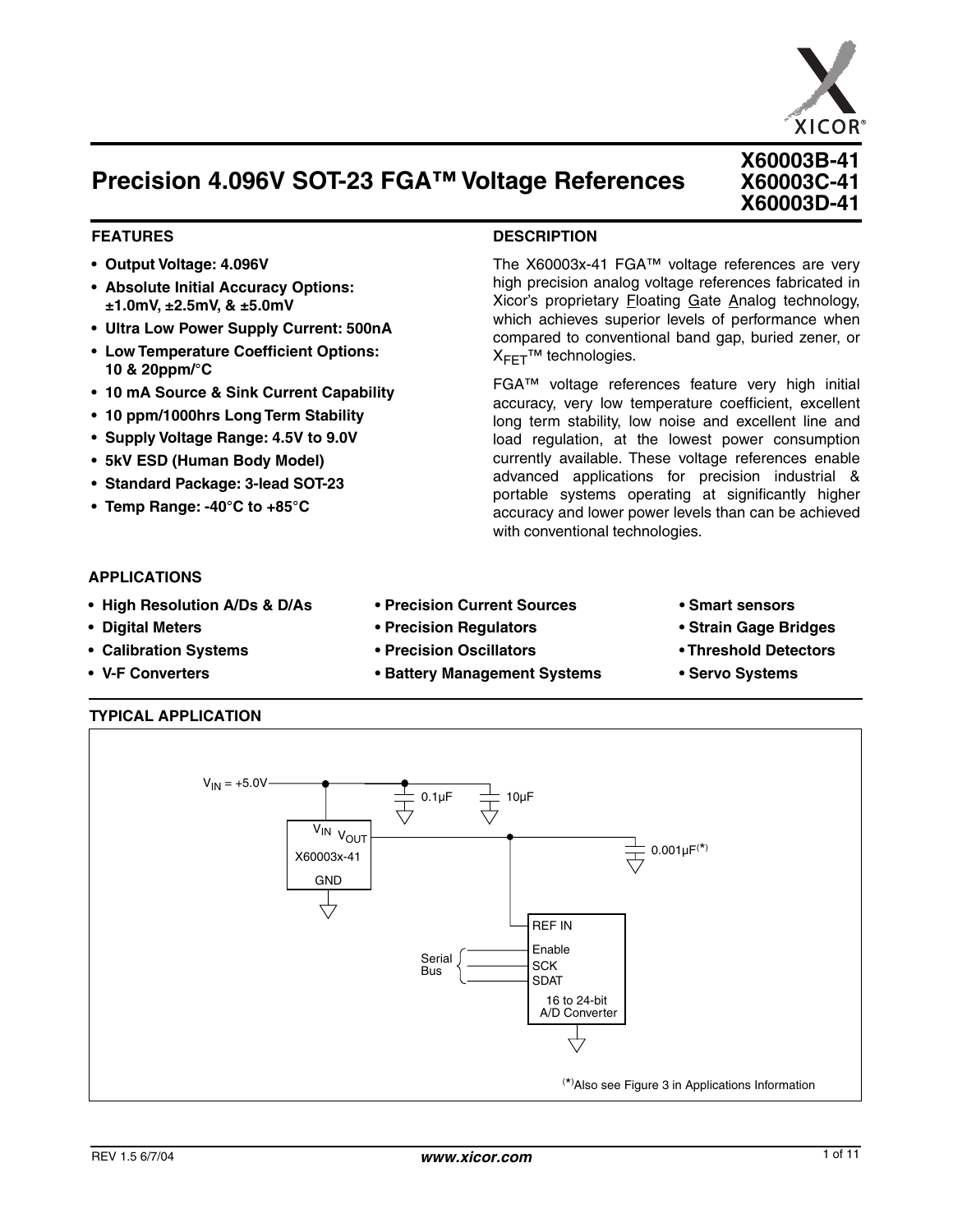# Precision 4.096V SOT-23 FGA™ Voltage References

**X60003B-41**
**X60003C-41**
**X60003D-41**

## FEATURES

- **Output Voltage: 4.096V**
- **Absolute Initial Accuracy Options: ±1.0mV, ±2.5mV, & ±5.0mV**
- **Ultra Low Power Supply Current: 500nA**
- **Low Temperature Coefficient Options: 10 & 20ppm/°C**
- **10 mA Source & Sink Current Capability**
- **10 ppm/1000hrs Long Term Stability**
- **Supply Voltage Range: 4.5V to 9.0V**
- **5kV ESD (Human Body Model)**
- **Standard Package: 3-lead SOT-23**
- **Temp Range: -40°C to +85°C**

## DESCRIPTION

The X60003x-41 FGA™ voltage references are very high precision analog voltage references fabricated in Xicor's proprietary Floating Gate Analog technology, which achieves superior levels of performance when compared to conventional band gap, buried zener, or $X_{FET}$™ technologies.

FGA™ voltage references feature very high initial accuracy, very low temperature coefficient, excellent long term stability, low noise and excellent line and load regulation, at the lowest power consumption currently available. These voltage references enable advanced applications for precision industrial & portable systems operating at significantly higher accuracy and lower power levels than can be achieved with conventional technologies.

## APPLICATIONS

- **High Resolution A/Ds & D/As**
- **Digital Meters**
- **Calibration Systems**
- **V-F Converters**
- **Precision Current Sources**
- **Precision Regulators**
- **Precision Oscillators**
- **Battery Management Systems**
- **Smart sensors**
- **Strain Gage Bridges**
- **Threshold Detectors**
- **Servo Systems**

## TYPICAL APPLICATION

$V_{IN}$ = +5.0V; 0.1µF; 10µF; $V_{IN}$ $V_{OUT}$ X60003x-41 GND; 0.001µF(*); REF IN, Enable, SCK, SDAT, 16 to 24-bit A/D Converter; Serial Bus

(*)Also see Figure 3 in Applications Information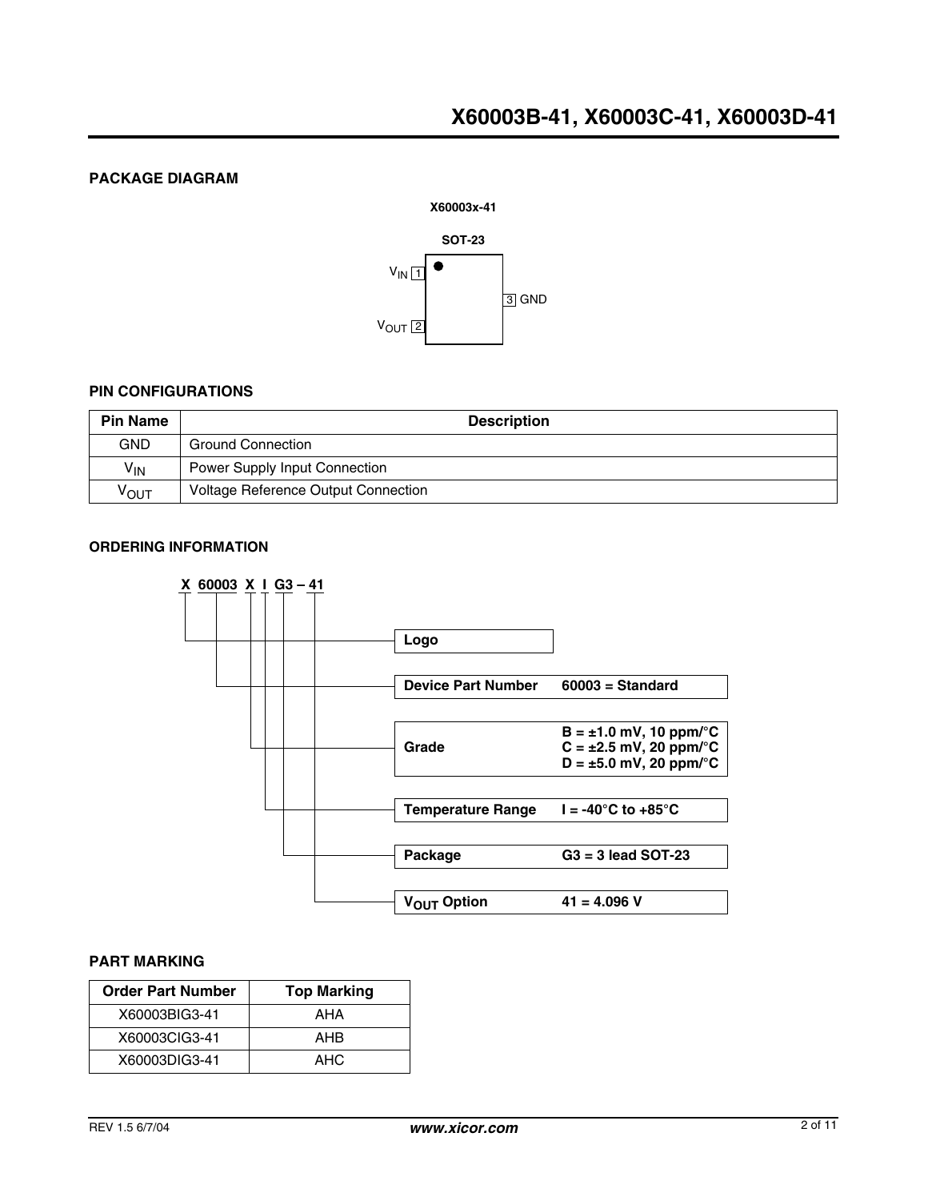## PACKAGE DIAGRAM

X60003x-41

SOT-23

$V_{IN}$ 1

$V_{OUT}$ 2

3 GND

## PIN CONFIGURATIONS

| Pin Name | Description |
|---|---|
| GND | Ground Connection |
| $V_{IN}$ | Power Supply Input Connection |
| $V_{OUT}$ | Voltage Reference Output Connection |

## ORDERING INFORMATION

**X 60003 X I G3 – 41**

| Field | Code | Value |
|---|---|---|
| X | Logo | |
| 60003 | Device Part Number | 60003 = Standard |
| X | Grade | B = ±1.0 mV, 10 ppm/°C<br>C = ±2.5 mV, 20 ppm/°C<br>D = ±5.0 mV, 20 ppm/°C |
| I | Temperature Range | I = -40°C to +85°C |
| G3 | Package | G3 = 3 lead SOT-23 |
| 41 | $V_{OUT}$ Option | 41 = 4.096 V |

## PART MARKING

| Order Part Number | Top Marking |
|---|---|
| X60003BIG3-41 | AHA |
| X60003CIG3-41 | AHB |
| X60003DIG3-41 | AHC |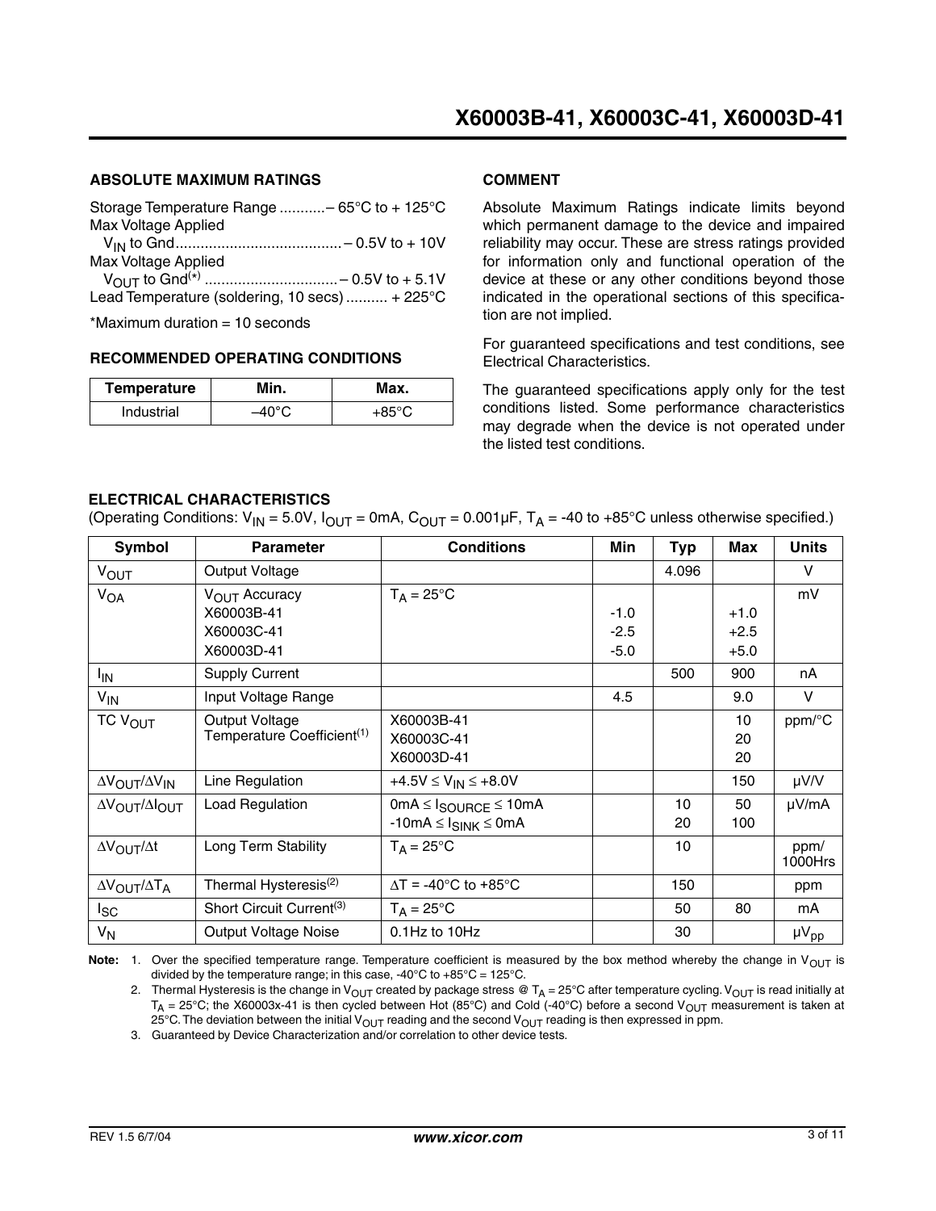### ABSOLUTE MAXIMUM RATINGS

Storage Temperature Range ...........– 65°C to + 125°C
Max Voltage Applied
$V_{IN}$ to Gnd........................................– 0.5V to + 10V
Max Voltage Applied
$V_{OUT}$ to Gnd(*) ................................– 0.5V to + 5.1V
Lead Temperature (soldering, 10 secs) .......... + 225°C

*Maximum duration = 10 seconds

### RECOMMENDED OPERATING CONDITIONS

| Temperature | Min. | Max. |
|---|---|---|
| Industrial | –40°C | +85°C |

### COMMENT

Absolute Maximum Ratings indicate limits beyond which permanent damage to the device and impaired reliability may occur. These are stress ratings provided for information only and functional operation of the device at these or any other conditions beyond those indicated in the operational sections of this specification are not implied.

For guaranteed specifications and test conditions, see Electrical Characteristics.

The guaranteed specifications apply only for the test conditions listed. Some performance characteristics may degrade when the device is not operated under the listed test conditions.

### ELECTRICAL CHARACTERISTICS

(Operating Conditions: $V_{IN}$ = 5.0V, $I_{OUT}$ = 0mA, $C_{OUT}$ = 0.001µF, $T_A$ = -40 to +85°C unless otherwise specified.)

| Symbol | Parameter | Conditions | Min | Typ | Max | Units |
|---|---|---|---|---|---|---|
| $V_{OUT}$ | Output Voltage | | | 4.096 | | V |
| $V_{OA}$ | $V_{OUT}$ Accuracy<br>X60003B-41<br>X60003C-41<br>X60003D-41 | $T_A$ = 25°C | <br>-1.0<br>-2.5<br>-5.0 | | <br>+1.0<br>+2.5<br>+5.0 | mV |
| $I_{IN}$ | Supply Current | | | 500 | 900 | nA |
| $V_{IN}$ | Input Voltage Range | | 4.5 | | 9.0 | V |
| TC $V_{OUT}$ | Output Voltage Temperature Coefficient(1) | X60003B-41<br>X60003C-41<br>X60003D-41 | | | 10<br>20<br>20 | ppm/°C |
| $\Delta V_{OUT}/\Delta V_{IN}$ | Line Regulation | $+4.5V \leq V_{IN} \leq +8.0V$ | | | 150 | µV/V |
| $\Delta V_{OUT}/\Delta I_{OUT}$ | Load Regulation | $0mA \leq I_{SOURCE} \leq 10mA$<br>$-10mA \leq I_{SINK} \leq 0mA$ | | 10<br>20 | 50<br>100 | µV/mA |
| $\Delta V_{OUT}/\Delta t$ | Long Term Stability | $T_A$ = 25°C | | 10 | | ppm/ 1000Hrs |
| $\Delta V_{OUT}/\Delta T_A$ | Thermal Hysteresis(2) | $\Delta T$ = -40°C to +85°C | | 150 | | ppm |
| $I_{SC}$ | Short Circuit Current(3) | $T_A$ = 25°C | | 50 | 80 | mA |
| $V_N$ | Output Voltage Noise | 0.1Hz to 10Hz | | 30 | | $\mu V_{pp}$ |

**Note:** 1. Over the specified temperature range. Temperature coefficient is measured by the box method whereby the change in $V_{OUT}$ is divided by the temperature range; in this case, -40°C to +85°C = 125°C.

2. Thermal Hysteresis is the change in $V_{OUT}$ created by package stress @ $T_A$ = 25°C after temperature cycling. $V_{OUT}$ is read initially at $T_A$ = 25°C; the X60003x-41 is then cycled between Hot (85°C) and Cold (-40°C) before a second $V_{OUT}$ measurement is taken at 25°C. The deviation between the initial $V_{OUT}$ reading and the second $V_{OUT}$ reading is then expressed in ppm.

3. Guaranteed by Device Characterization and/or correlation to other device tests.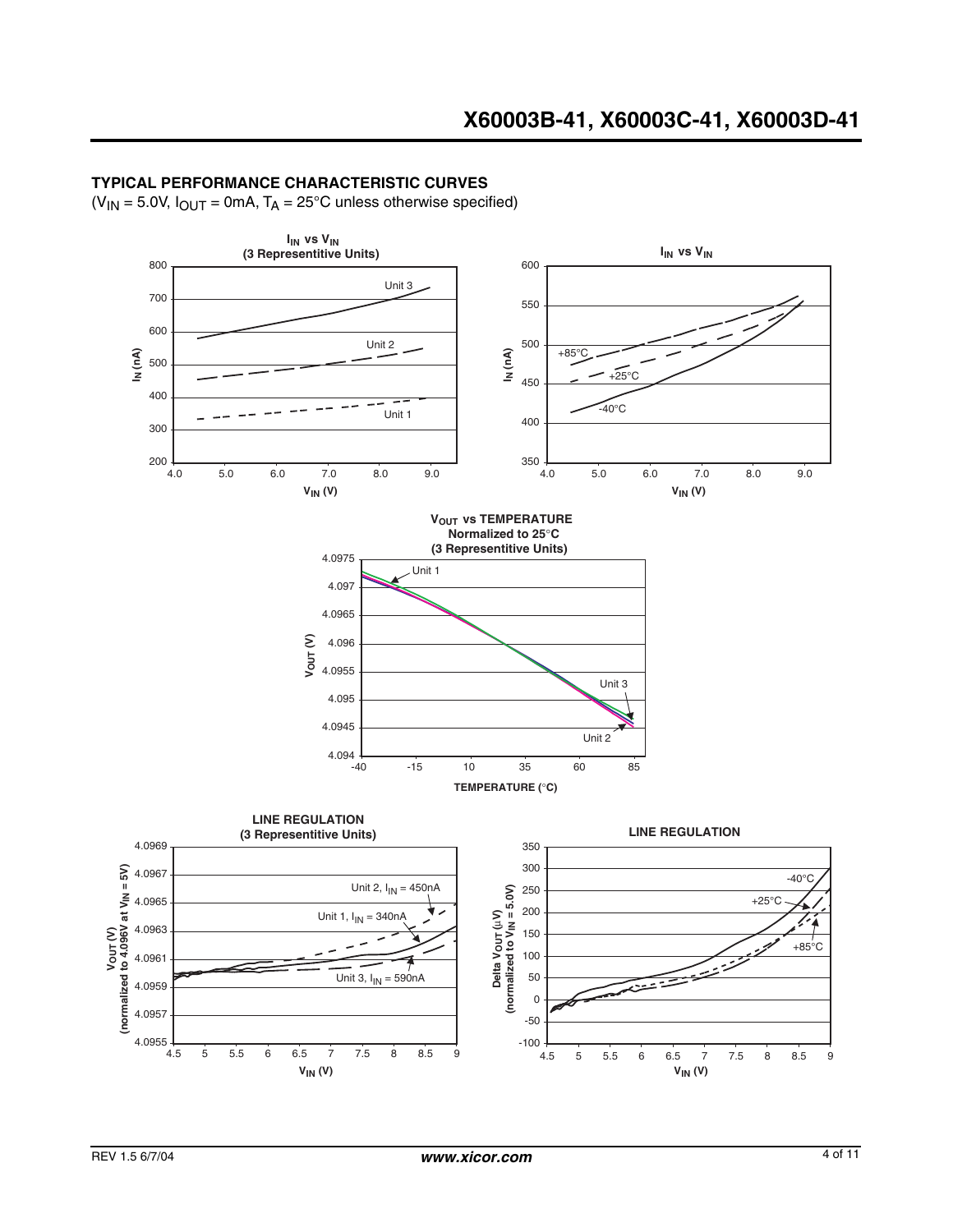## TYPICAL PERFORMANCE CHARACTERISTIC CURVES

($V_{IN}$ = 5.0V, $I_{OUT}$ = 0mA, $T_A$ = 25°C unless otherwise specified)

$I_{IN}$ vs $V_{IN}$ (3 Representitive Units)

$I_{IN}$ vs $V_{IN}$

$V_{OUT}$ vs TEMPERATURE Normalized to 25°C (3 Representitive Units)

LINE REGULATION (3 Representitive Units)

LINE REGULATION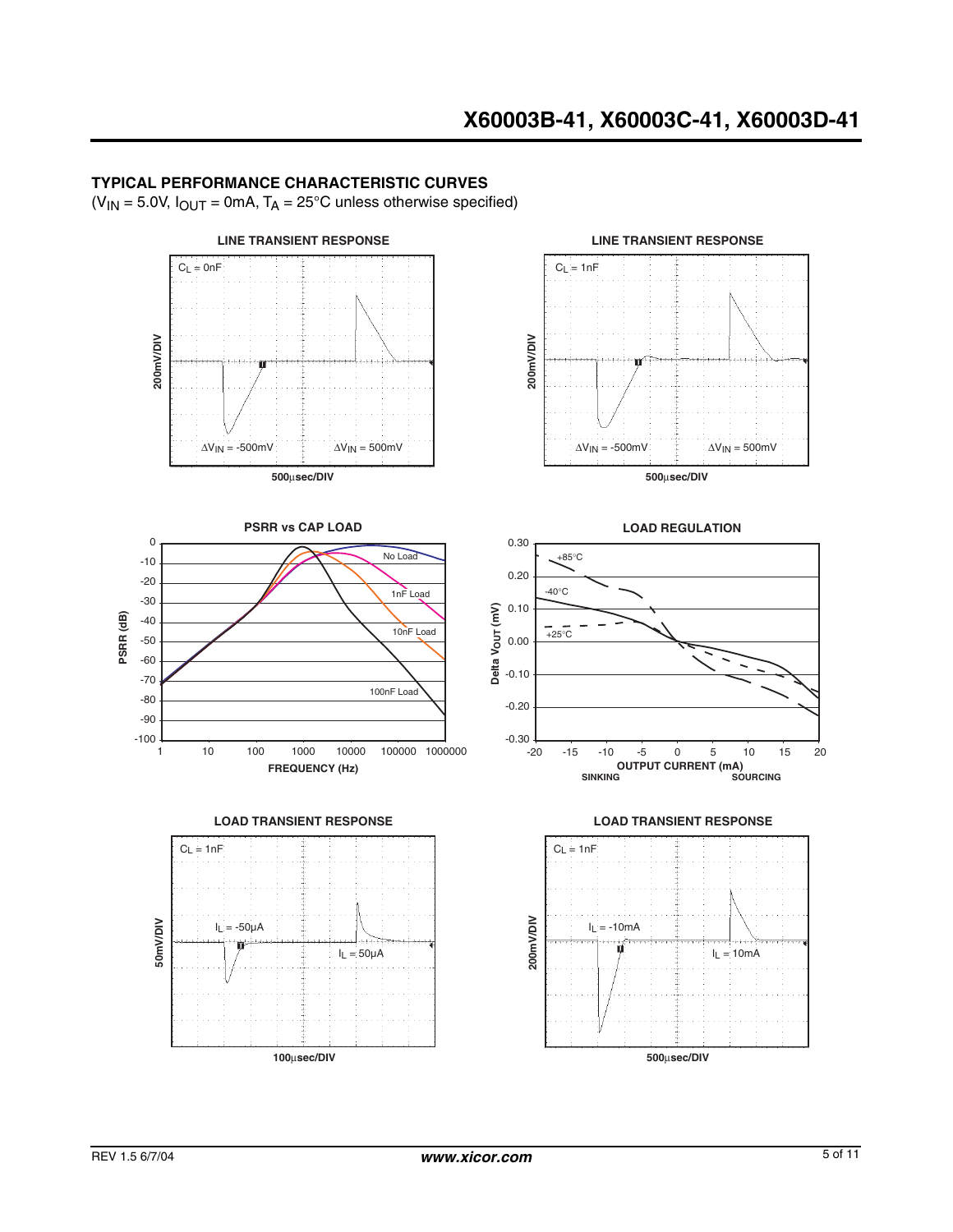## TYPICAL PERFORMANCE CHARACTERISTIC CURVES

($V_{IN}$ = 5.0V, $I_{OUT}$ = 0mA, $T_A$ = 25°C unless otherwise specified)

**LINE TRANSIENT RESPONSE**

$C_L$ = 0nF

200mV/DIV

$\Delta V_{IN}$ = -500mV

$\Delta V_{IN}$ = 500mV

500μsec/DIV

**LINE TRANSIENT RESPONSE**

$C_L$ = 1nF

200mV/DIV

$\Delta V_{IN}$ = -500mV

$\Delta V_{IN}$ = 500mV

500μsec/DIV

**PSRR vs CAP LOAD**

PSRR (dB): 0, -10, -20, -30, -40, -50, -60, -70, -80, -90, -100

No Load

1nF Load

10nF Load

100nF Load

FREQUENCY (Hz): 1, 10, 100, 1000, 10000, 100000, 1000000

**LOAD REGULATION**

Delta $V_{OUT}$ (mV): 0.30, 0.20, 0.10, 0.00, -0.10, -0.20, -0.30

+85°C

-40°C

+25°C

OUTPUT CURRENT (mA): -20, -15, -10, -5, 0, 5, 10, 15, 20

SINKING — SOURCING

**LOAD TRANSIENT RESPONSE**

$C_L$ = 1nF

50mV/DIV

$I_L$ = -50μA

$I_L$ = 50μA

100μsec/DIV

**LOAD TRANSIENT RESPONSE**

$C_L$ = 1nF

200mV/DIV

$I_L$ = -10mA

$I_L$ = 10mA

500μsec/DIV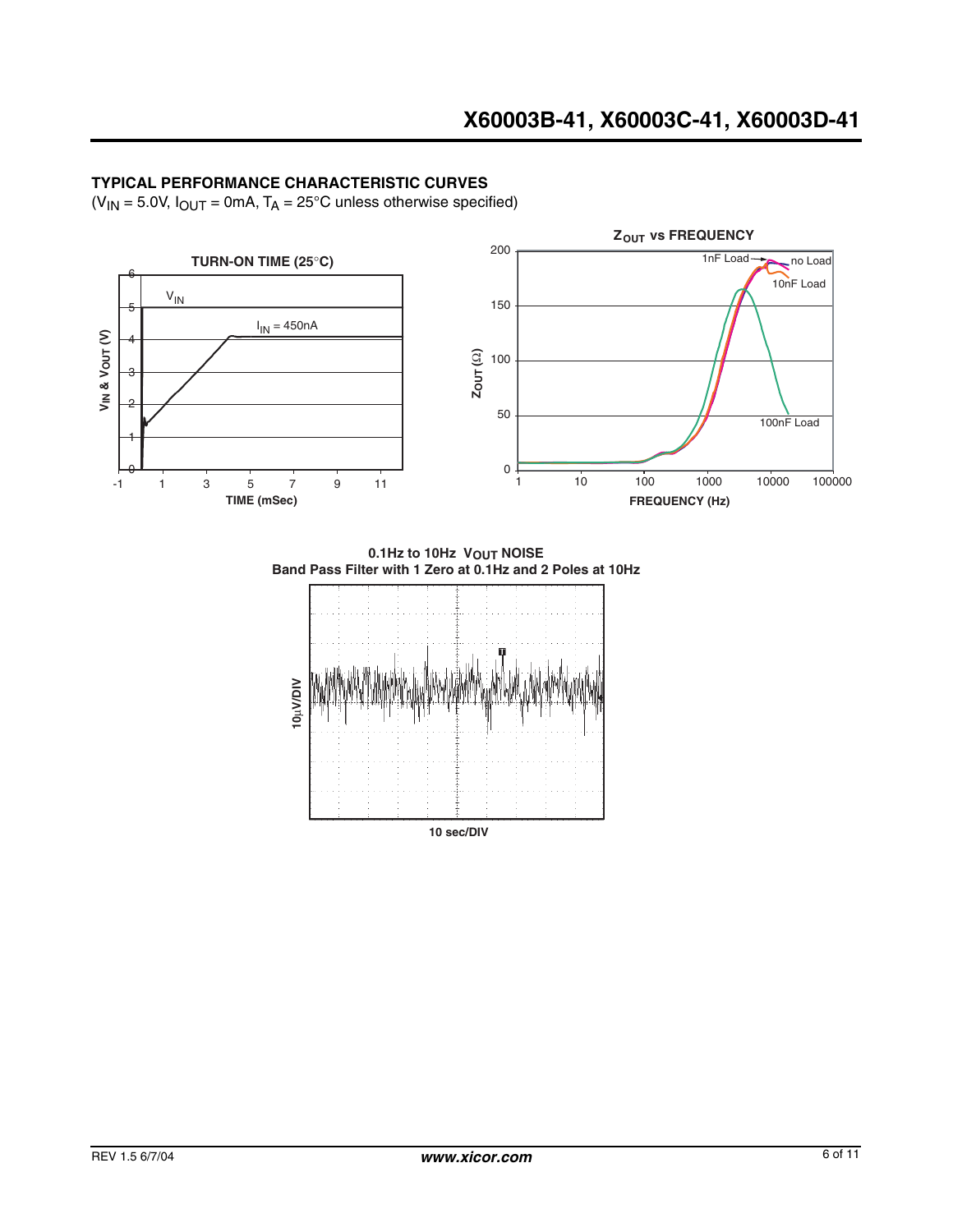## TYPICAL PERFORMANCE CHARACTERISTIC CURVES

($V_{IN}$ = 5.0V, $I_{OUT}$ = 0mA, $T_A$ = 25°C unless otherwise specified)

**TURN-ON TIME (25°C)**

**$Z_{OUT}$ vs FREQUENCY**

**0.1Hz to 10Hz $V_{OUT}$ NOISE**
**Band Pass Filter with 1 Zero at 0.1Hz and 2 Poles at 10Hz**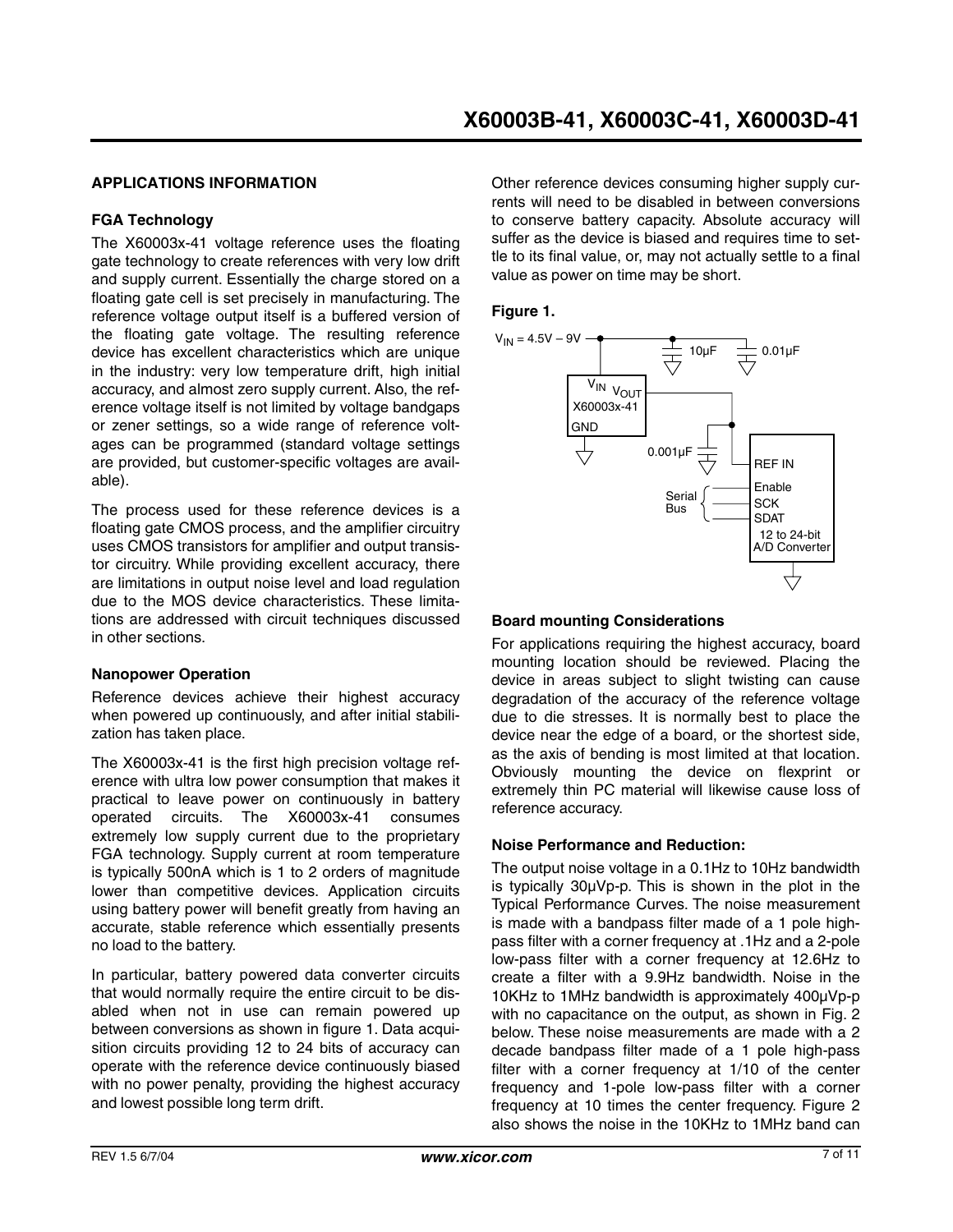## APPLICATIONS INFORMATION

### FGA Technology

The X60003x-41 voltage reference uses the floating gate technology to create references with very low drift and supply current. Essentially the charge stored on a floating gate cell is set precisely in manufacturing. The reference voltage output itself is a buffered version of the floating gate voltage. The resulting reference device has excellent characteristics which are unique in the industry: very low temperature drift, high initial accuracy, and almost zero supply current. Also, the reference voltage itself is not limited by voltage bandgaps or zener settings, so a wide range of reference voltages can be programmed (standard voltage settings are provided, but customer-specific voltages are available).

The process used for these reference devices is a floating gate CMOS process, and the amplifier circuitry uses CMOS transistors for amplifier and output transistor circuitry. While providing excellent accuracy, there are limitations in output noise level and load regulation due to the MOS device characteristics. These limitations are addressed with circuit techniques discussed in other sections.

### Nanopower Operation

Reference devices achieve their highest accuracy when powered up continuously, and after initial stabilization has taken place.

The X60003x-41 is the first high precision voltage reference with ultra low power consumption that makes it practical to leave power on continuously in battery operated circuits. The X60003x-41 consumes extremely low supply current due to the proprietary FGA technology. Supply current at room temperature is typically 500nA which is 1 to 2 orders of magnitude lower than competitive devices. Application circuits using battery power will benefit greatly from having an accurate, stable reference which essentially presents no load to the battery.

In particular, battery powered data converter circuits that would normally require the entire circuit to be disabled when not in use can remain powered up between conversions as shown in figure 1. Data acquisition circuits providing 12 to 24 bits of accuracy can operate with the reference device continuously biased with no power penalty, providing the highest accuracy and lowest possible long term drift.

Other reference devices consuming higher supply currents will need to be disabled in between conversions to conserve battery capacity. Absolute accuracy will suffer as the device is biased and requires time to settle to its final value, or, may not actually settle to a final value as power on time may be short.

**Figure 1.**

$V_{IN}$ = 4.5V – 9V; 10µF; 0.01µF; $V_{IN}$ $V_{OUT}$ X60003x-41 GND; 0.001µF; REF IN; Serial Bus; Enable; SCK; SDAT; 12 to 24-bit A/D Converter

### Board mounting Considerations

For applications requiring the highest accuracy, board mounting location should be reviewed. Placing the device in areas subject to slight twisting can cause degradation of the accuracy of the reference voltage due to die stresses. It is normally best to place the device near the edge of a board, or the shortest side, as the axis of bending is most limited at that location. Obviously mounting the device on flexprint or extremely thin PC material will likewise cause loss of reference accuracy.

### Noise Performance and Reduction:

The output noise voltage in a 0.1Hz to 10Hz bandwidth is typically 30µVp-p. This is shown in the plot in the Typical Performance Curves. The noise measurement is made with a bandpass filter made of a 1 pole high-pass filter with a corner frequency at .1Hz and a 2-pole low-pass filter with a corner frequency at 12.6Hz to create a filter with a 9.9Hz bandwidth. Noise in the 10KHz to 1MHz bandwidth is approximately 400µVp-p with no capacitance on the output, as shown in Fig. 2 below. These noise measurements are made with a 2 decade bandpass filter made of a 1 pole high-pass filter with a corner frequency at 1/10 of the center frequency and 1-pole low-pass filter with a corner frequency at 10 times the center frequency. Figure 2 also shows the noise in the 10KHz to 1MHz band can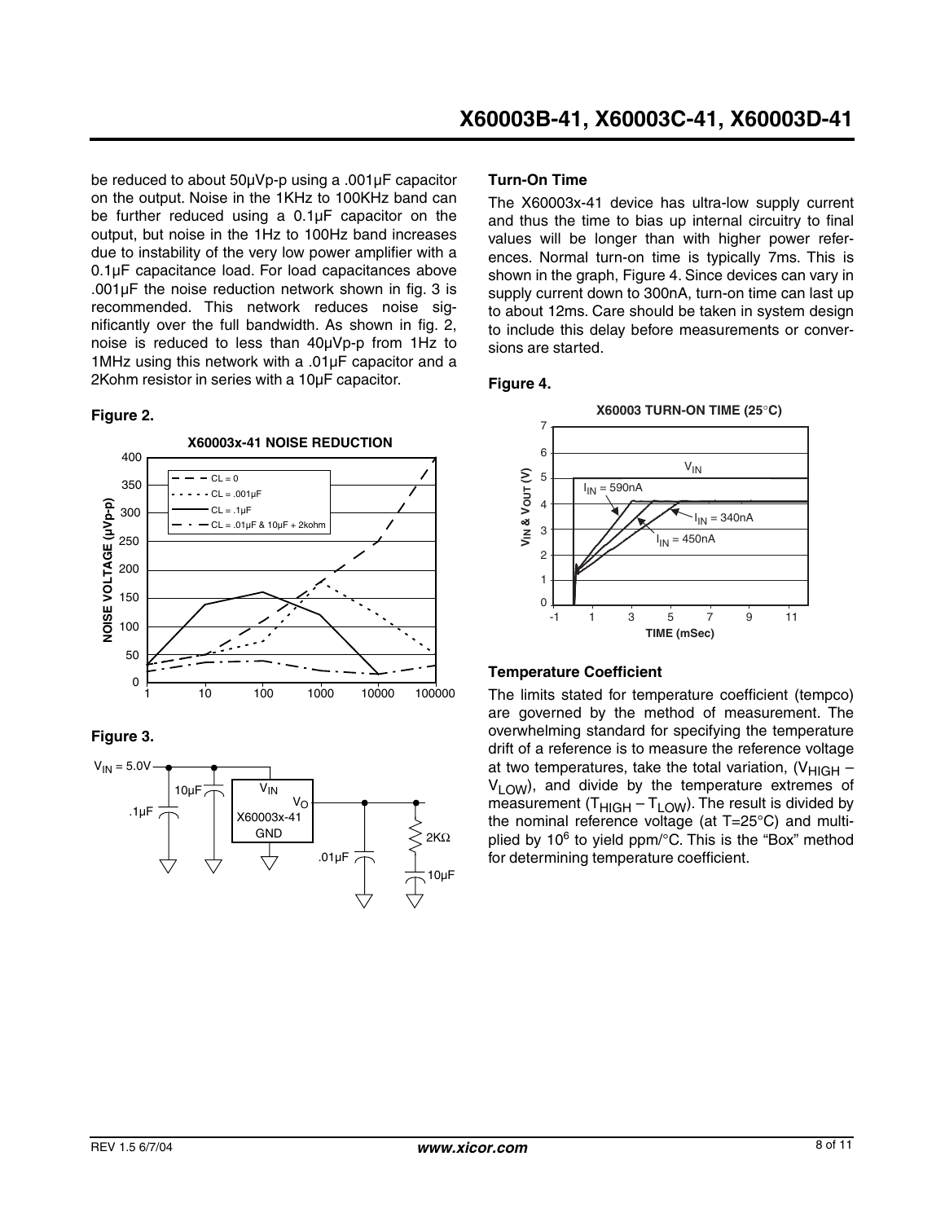be reduced to about 50µVp-p using a .001µF capacitor on the output. Noise in the 1KHz to 100KHz band can be further reduced using a 0.1µF capacitor on the output, but noise in the 1Hz to 100Hz band increases due to instability of the very low power amplifier with a 0.1µF capacitance load. For load capacitances above .001µF the noise reduction network shown in fig. 3 is recommended. This network reduces noise significantly over the full bandwidth. As shown in fig. 2, noise is reduced to less than 40µVp-p from 1Hz to 1MHz using this network with a .01µF capacitor and a 2Kohm resistor in series with a 10µF capacitor.

**Figure 2.**

**Figure 3.**

### Turn-On Time

The X60003x-41 device has ultra-low supply current and thus the time to bias up internal circuitry to final values will be longer than with higher power references. Normal turn-on time is typically 7ms. This is shown in the graph, Figure 4. Since devices can vary in supply current down to 300nA, turn-on time can last up to about 12ms. Care should be taken in system design to include this delay before measurements or conversions are started.

**Figure 4.**

### Temperature Coefficient

The limits stated for temperature coefficient (tempco) are governed by the method of measurement. The overwhelming standard for specifying the temperature drift of a reference is to measure the reference voltage at two temperatures, take the total variation, ($V_{HIGH} - V_{LOW}$), and divide by the temperature extremes of measurement ($T_{HIGH} - T_{LOW}$). The result is divided by the nominal reference voltage (at T=25°C) and multiplied by $10^6$ to yield ppm/°C. This is the "Box" method for determining temperature coefficient.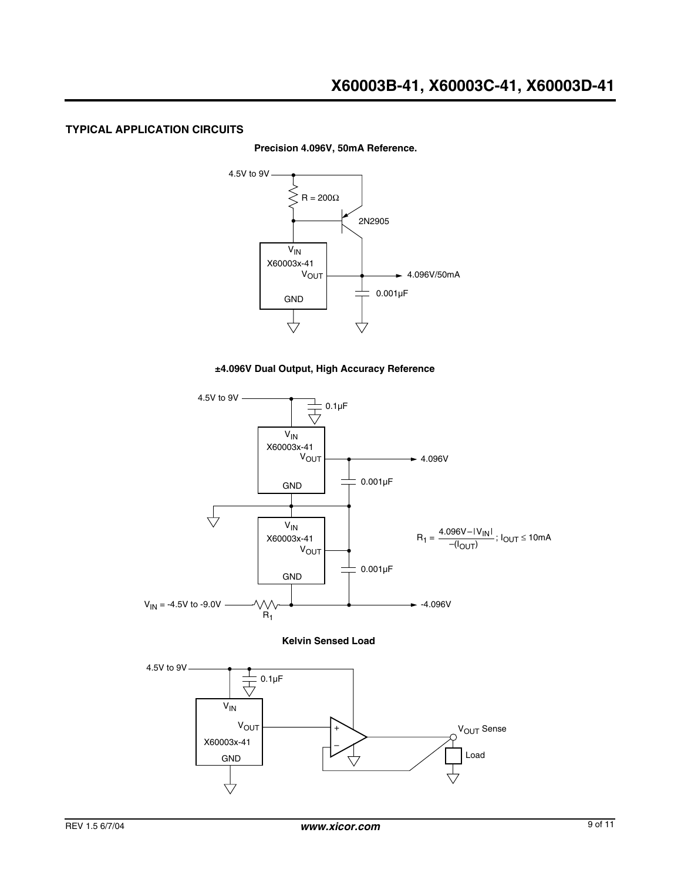## TYPICAL APPLICATION CIRCUITS

**Precision 4.096V, 50mA Reference.**

4.5V to 9V

R = 200Ω

2N2905

$V_{IN}$

X60003x-41

$V_{OUT}$

GND

4.096V/50mA

0.001µF

**±4.096V Dual Output, High Accuracy Reference**

4.5V to 9V

0.1µF

$V_{IN}$

X60003x-41

$V_{OUT}$

GND

4.096V

0.001µF

$V_{IN}$

X60003x-41

$V_{OUT}$

GND

0.001µF

$$R_1 = \frac{4.096V - |V_{IN}|}{-(I_{OUT})};\ I_{OUT} \leq 10mA$$

$V_{IN}$ = -4.5V to -9.0V

$R_1$

-4.096V

**Kelvin Sensed Load**

4.5V to 9V

0.1µF

$V_{IN}$

$V_{OUT}$

X60003x-41

GND

+

–

$V_{OUT}$ Sense

Load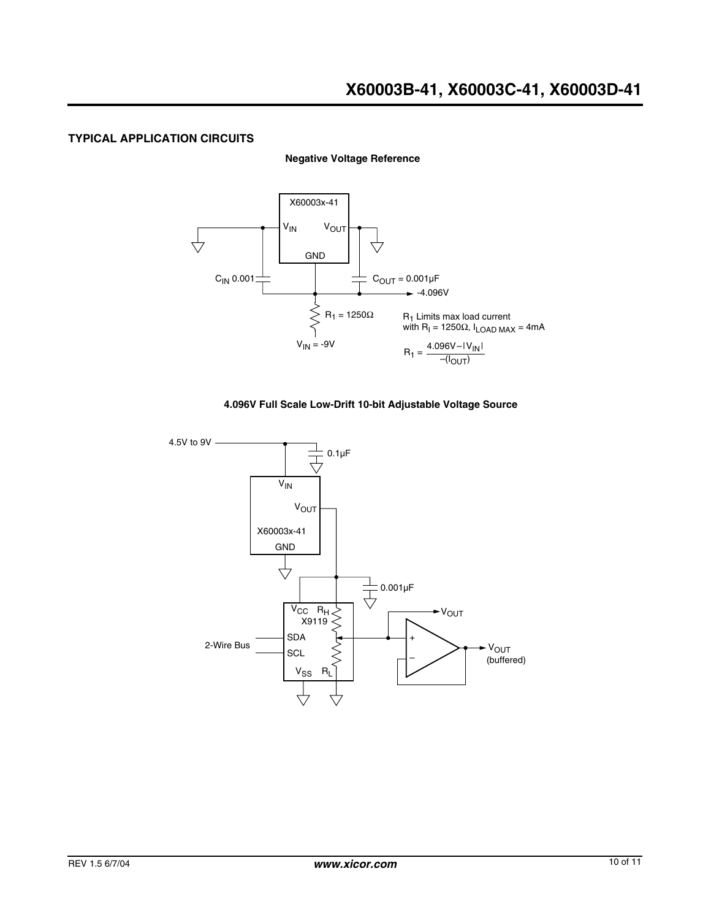## TYPICAL APPLICATION CIRCUITS

**Negative Voltage Reference**

X60003x-41

$V_{IN}$ $V_{OUT}$

GND

$C_{IN}$ 0.001

$C_{OUT}$ = 0.001µF

-4.096V

$R_1$ = 1250Ω

$V_{IN}$ = -9V

$R_1$ Limits max load current with $R_l$ = 1250Ω, $I_{LOAD\ MAX}$ = 4mA

$$R_1 = \frac{4.096V - |V_{IN}|}{-(I_{OUT})}$$

**4.096V Full Scale Low-Drift 10-bit Adjustable Voltage Source**

4.5V to 9V

0.1µF

$V_{IN}$

$V_{OUT}$

X60003x-41

GND

0.001µF

$V_{CC}$ $R_H$

X9119

SDA

SCL

2-Wire Bus

$V_{SS}$ $R_L$

$V_{OUT}$

$V_{OUT}$ (buffered)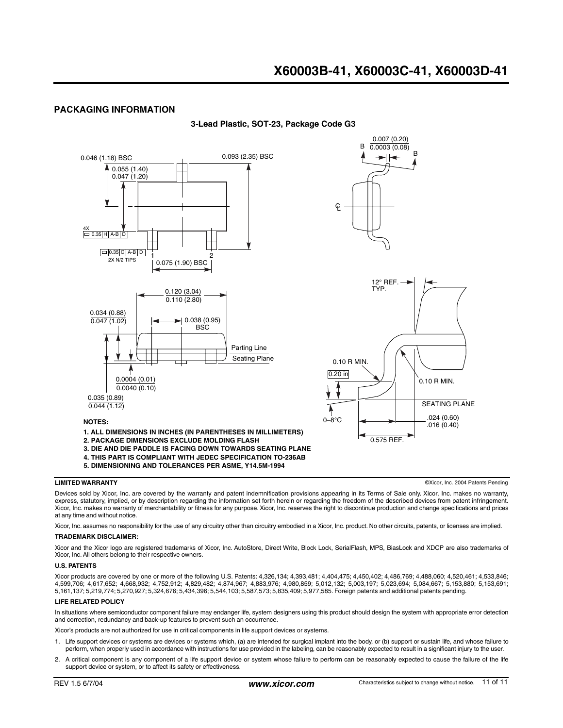## PACKAGING INFORMATION

**3-Lead Plastic, SOT-23, Package Code G3**

0.046 (1.18) BSC

0.055 (1.40)
0.047 (1.20)

0.093 (2.35) BSC

4X
0.35 H A-B D

0.35 C A-B D
2X N/2 TIPS

1 2

0.075 (1.90) BSC

B
0.007 (0.20)
0.0003 (0.08)
B

CL

0.120 (3.04)
0.110 (2.80)

0.034 (0.88)
0.047 (1.02)

0.038 (0.95)
BSC

Parting Line
Seating Plane

0.0004 (0.01)
0.0040 (0.10)

0.035 (0.89)
0.044 (1.12)

12° REF.
TYP.

0.10 R MIN.

0.20 in

0.10 R MIN.

SEATING PLANE

0–8°C

.024 (0.60)
.016 (0.40)

0.575 REF.

**NOTES:**

1. **ALL DIMENSIONS IN INCHES (IN PARENTHESES IN MILLIMETERS)**
2. **PACKAGE DIMENSIONS EXCLUDE MOLDING FLASH**
3. **DIE AND DIE PADDLE IS FACING DOWN TOWARDS SEATING PLANE**
4. **THIS PART IS COMPLIANT WITH JEDEC SPECIFICATION TO-236AB**
5. **DIMENSIONING AND TOLERANCES PER ASME, Y14.5M-1994**

**LIMITED WARRANTY**

©Xicor, Inc. 2004 Patents Pending

Devices sold by Xicor, Inc. are covered by the warranty and patent indemnification provisions appearing in its Terms of Sale only. Xicor, Inc. makes no warranty, express, statutory, implied, or by description regarding the information set forth herein or regarding the freedom of the described devices from patent infringement. Xicor, Inc. makes no warranty of merchantability or fitness for any purpose. Xicor, Inc. reserves the right to discontinue production and change specifications and prices at any time and without notice.

Xicor, Inc. assumes no responsibility for the use of any circuitry other than circuitry embodied in a Xicor, Inc. product. No other circuits, patents, or licenses are implied.

**TRADEMARK DISCLAIMER:**

Xicor and the Xicor logo are registered trademarks of Xicor, Inc. AutoStore, Direct Write, Block Lock, SerialFlash, MPS, BiasLock and XDCP are also trademarks of Xicor, Inc. All others belong to their respective owners.

**U.S. PATENTS**

Xicor products are covered by one or more of the following U.S. Patents: 4,326,134; 4,393,481; 4,404,475; 4,450,402; 4,486,769; 4,488,060; 4,520,461; 4,533,846; 4,599,706; 4,617,652; 4,668,932; 4,752,912; 4,829,482; 4,874,967; 4,883,976; 4,980,859; 5,012,132; 5,003,197; 5,023,694; 5,084,667; 5,153,880; 5,153,691; 5,161,137; 5,219,774; 5,270,927; 5,324,676; 5,434,396; 5,544,103; 5,587,573; 5,835,409; 5,977,585. Foreign patents and additional patents pending.

**LIFE RELATED POLICY**

In situations where semiconductor component failure may endanger life, system designers using this product should design the system with appropriate error detection and correction, redundancy and back-up features to prevent such an occurrence.

Xicor's products are not authorized for use in critical components in life support devices or systems.

1. Life support devices or systems are devices or systems which, (a) are intended for surgical implant into the body, or (b) support or sustain life, and whose failure to perform, when properly used in accordance with instructions for use provided in the labeling, can be reasonably expected to result in a significant injury to the user.
2. A critical component is any component of a life support device or system whose failure to perform can be reasonably expected to cause the failure of the life support device or system, or to affect its safety or effectiveness.